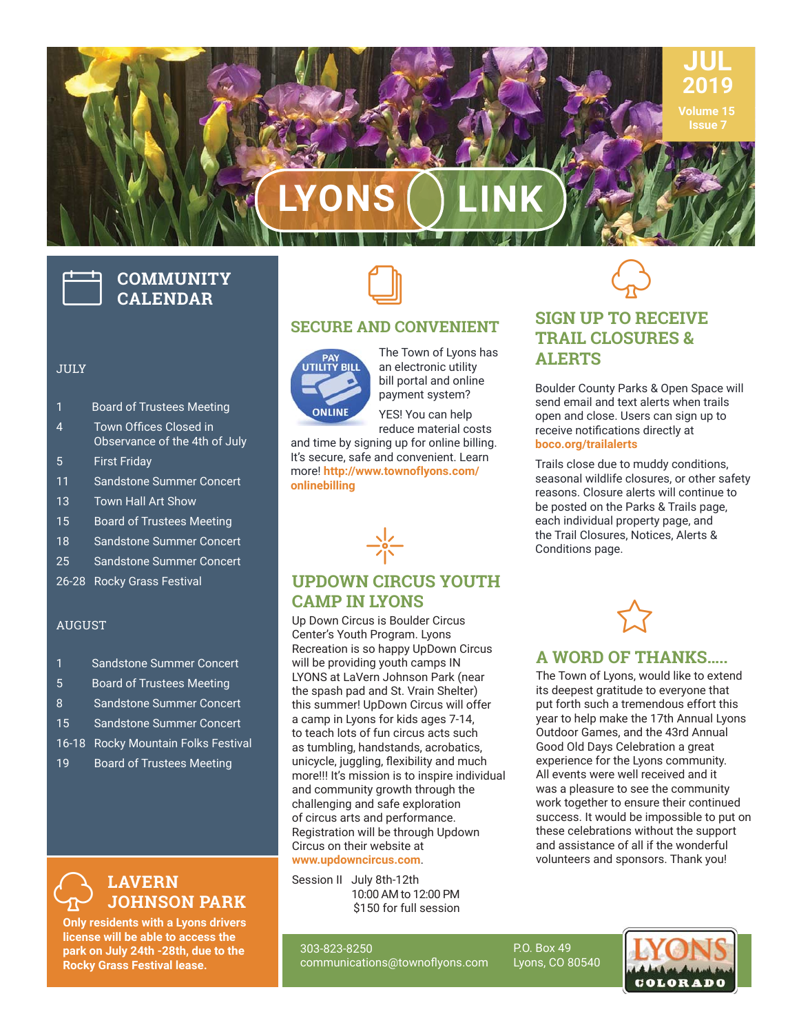# LYONS LINK

JUL 2019
Volume 15
Issue 7

## COMMUNITY CALENDAR

JULY

| | |
|---|---|
| 1 | Board of Trustees Meeting |
| 4 | Town Offices Closed in Observance of the 4th of July |
| 5 | First Friday |
| 11 | Sandstone Summer Concert |
| 13 | Town Hall Art Show |
| 15 | Board of Trustees Meeting |
| 18 | Sandstone Summer Concert |
| 25 | Sandstone Summer Concert |
| 26-28 | Rocky Grass Festival |

AUGUST

| | |
|---|---|
| 1 | Sandstone Summer Concert |
| 5 | Board of Trustees Meeting |
| 8 | Sandstone Summer Concert |
| 15 | Sandstone Summer Concert |
| 16-18 | Rocky Mountain Folks Festival |
| 19 | Board of Trustees Meeting |

## LAVERN JOHNSON PARK

**Only residents with a Lyons drivers license will be able to access the park on July 24th -28th, due to the Rocky Grass Festival lease.**

## SECURE AND CONVENIENT

PAY UTILITY BILL ONLINE

The Town of Lyons has an electronic utility bill portal and online payment system?

YES! You can help reduce material costs and time by signing up for online billing. It's secure, safe and convenient. Learn more! **http://www.townoflyons.com/onlinebilling**

## UPDOWN CIRCUS YOUTH CAMP IN LYONS

Up Down Circus is Boulder Circus Center's Youth Program. Lyons Recreation is so happy UpDown Circus will be providing youth camps IN LYONS at LaVern Johnson Park (near the spash pad and St. Vrain Shelter) this summer! UpDown Circus will offer a camp in Lyons for kids ages 7-14, to teach lots of fun circus acts such as tumbling, handstands, acrobatics, unicycle, juggling, flexibility and much more!!! It's mission is to inspire individual and community growth through the challenging and safe exploration of circus arts and performance. Registration will be through Updown Circus on their website at **www.updowncircus.com**.

Session II July 8th-12th
10:00 AM to 12:00 PM
$150 for full session

## SIGN UP TO RECEIVE TRAIL CLOSURES & ALERTS

Boulder County Parks & Open Space will send email and text alerts when trails open and close. Users can sign up to receive notifications directly at **boco.org/trailalerts**

Trails close due to muddy conditions, seasonal wildlife closures, or other safety reasons. Closure alerts will continue to be posted on the Parks & Trails page, each individual property page, and the Trail Closures, Notices, Alerts & Conditions page.

## A WORD OF THANKS.....

The Town of Lyons, would like to extend its deepest gratitude to everyone that put forth such a tremendous effort this year to help make the 17th Annual Lyons Outdoor Games, and the 43rd Annual Good Old Days Celebration a great experience for the Lyons community. All events were well received and it was a pleasure to see the community work together to ensure their continued success. It would be impossible to put on these celebrations without the support and assistance of all if the wonderful volunteers and sponsors. Thank you!

303-823-8250
communications@townoflyons.com

P.O. Box 49
Lyons, CO 80540

LYONS COLORADO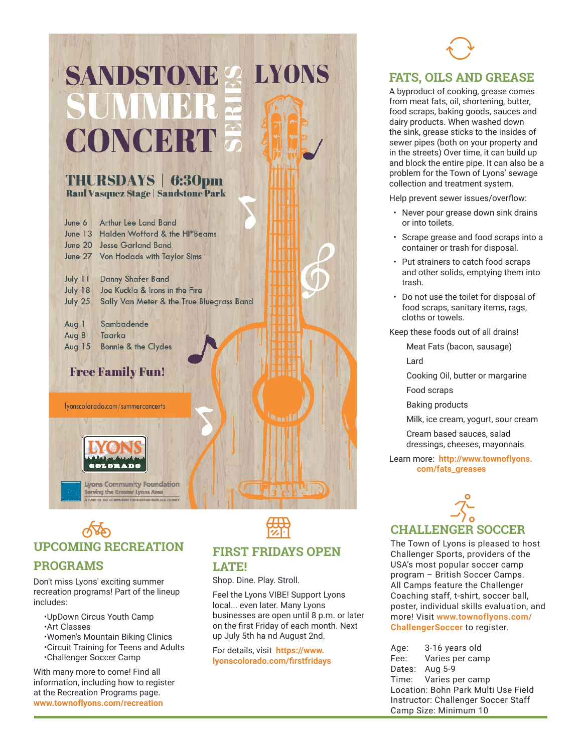# SANDSTONE SUMMER CONCERT SERIES LYONS

## THURSDAYS | 6:30pm

**Raul Vasquez Stage | Sandstone Park**

| | |
|---|---|
| June 6 | Arthur Lee Land Band |
| June 13 | Halden Wofford & the HI*Beams |
| June 20 | Jesse Garland Band |
| June 27 | Von Hodads with Taylor Sims |
| July 11 | Danny Shafer Band |
| July 18 | Joe Kuckla & Irons in the Fire |
| July 25 | Sally Van Meter & the True Bluegrass Band |
| Aug 1 | Sambadende |
| Aug 8 | Taarka |
| Aug 15 | Bonnie & the Clydes |

**Free Family Fun!**

lyonscolorado.com/summerconcerts

LYONS COLORADO

Lyons Community Foundation
Serving the Greater Lyons Area
A FUND OF THE COMMUNITY FOUNDATION BOULDER COUNTY

## FATS, OILS AND GREASE

A byproduct of cooking, grease comes from meat fats, oil, shortening, butter, food scraps, baking goods, sauces and dairy products. When washed down the sink, grease sticks to the insides of sewer pipes (both on your property and in the streets) Over time, it can build up and block the entire pipe. It can also be a problem for the Town of Lyons' sewage collection and treatment system.

Help prevent sewer issues/overflow:

- Never pour grease down sink drains or into toilets.
- Scrape grease and food scraps into a container or trash for disposal.
- Put strainers to catch food scraps and other solids, emptying them into trash.
- Do not use the toilet for disposal of food scraps, sanitary items, rags, cloths or towels.

Keep these foods out of all drains!

Meat Fats (bacon, sausage)

Lard

Cooking Oil, butter or margarine

Food scraps

Baking products

Milk, ice cream, yogurt, sour cream

Cream based sauces, salad dressings, cheeses, mayonnais

Learn more: **http://www.townoflyons.com/fats_greases**

## UPCOMING RECREATION PROGRAMS

Don't miss Lyons' exciting summer recreation programs! Part of the lineup includes:

- •UpDown Circus Youth Camp
- •Art Classes
- •Women's Mountain Biking Clinics
- •Circuit Training for Teens and Adults
- •Challenger Soccer Camp

With many more to come! Find all information, including how to register at the Recreation Programs page.
**www.townoflyons.com/recreation**

## FIRST FRIDAYS OPEN LATE!

Shop. Dine. Play. Stroll.

Feel the Lyons VIBE! Support Lyons local... even later. Many Lyons businesses are open until 8 p.m. or later on the first Friday of each month. Next up July 5th ha nd August 2nd.

For details, visit **https://www.lyonscolorado.com/firstfridays**

## CHALLENGER SOCCER

The Town of Lyons is pleased to host Challenger Sports, providers of the USA's most popular soccer camp program – British Soccer Camps. All Camps feature the Challenger Coaching staff, t-shirt, soccer ball, poster, individual skills evaluation, and more! Visit **www.townoflyons.com/ChallengerSoccer** to register.

Age: 3-16 years old
Fee: Varies per camp
Dates: Aug 5-9
Time: Varies per camp
Location: Bohn Park Multi Use Field
Instructor: Challenger Soccer Staff
Camp Size: Minimum 10